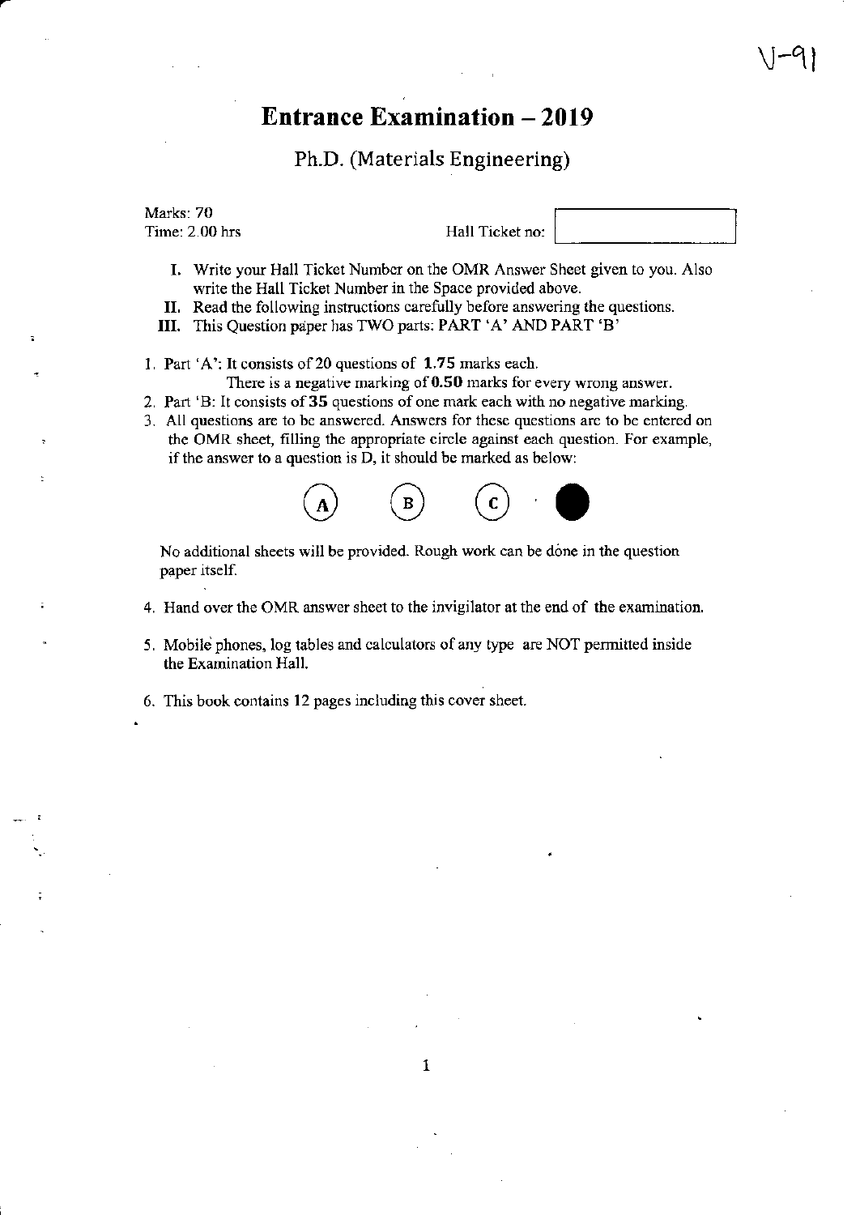V-91

# Entrance Examination – 2019

## Ph.D. (Materials Engineering)

Marks: 70
Time: 2.00 hrs

Hall Ticket no:

I. Write your Hall Ticket Number on the OMR Answer Sheet given to you. Also write the Hall Ticket Number in the Space provided above.

II. Read the following instructions carefully before answering the questions.

III. This Question paper has TWO parts: PART 'A' AND PART 'B'

1. Part 'A': It consists of 20 questions of **1.75** marks each.
   There is a negative marking of **0.50** marks for every wrong answer.
2. Part 'B: It consists of **35** questions of one mark each with no negative marking.
3. All questions are to be answered. Answers for these questions are to be entered on the OMR sheet, filling the appropriate circle against each question. For example, if the answer to a question is D, it should be marked as below:

   (A) (B) (C) ●

   No additional sheets will be provided. Rough work can be done in the question paper itself.

4. Hand over the OMR answer sheet to the invigilator at the end of the examination.
5. Mobile phones, log tables and calculators of any type are NOT permitted inside the Examination Hall.
6. This book contains 12 pages including this cover sheet.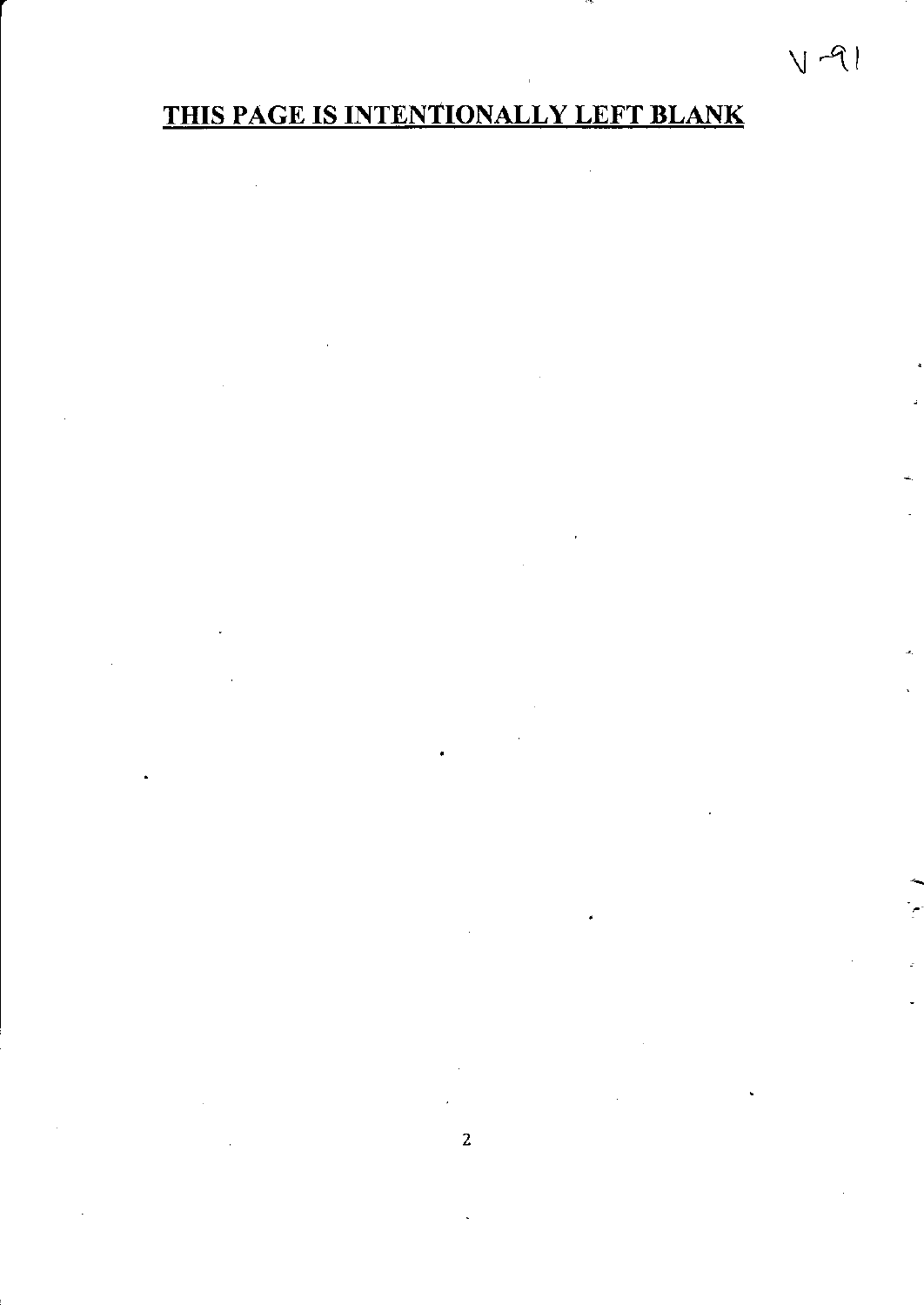V-91

**THIS PAGE IS INTENTIONALLY LEFT BLANK**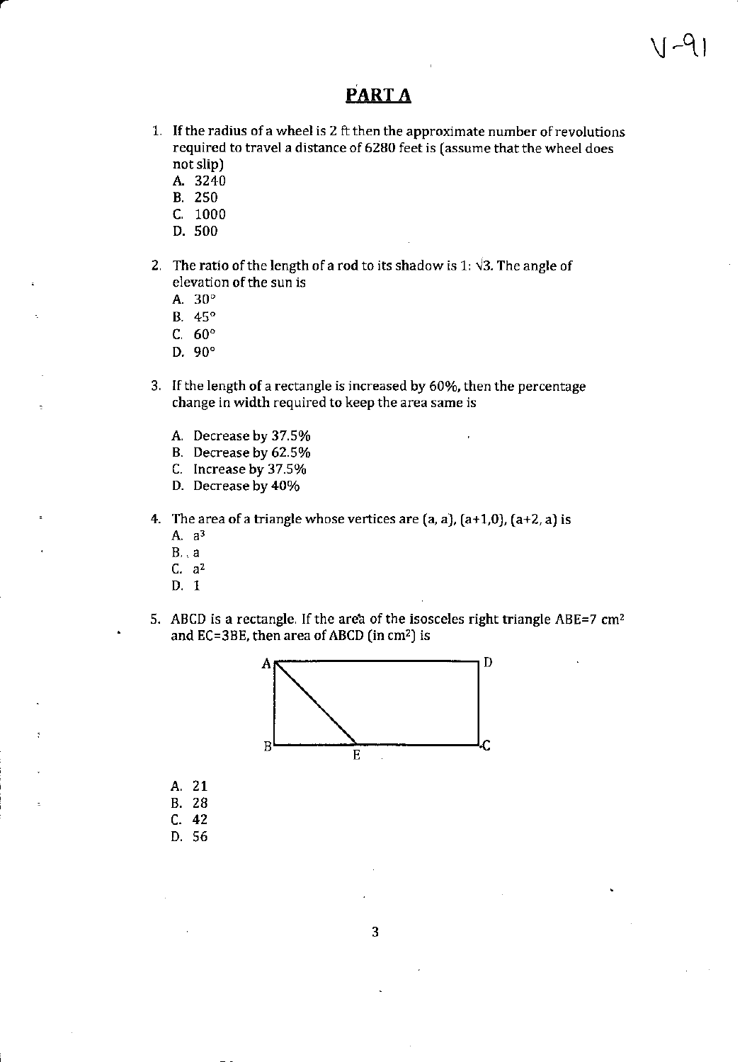## PART A

1. If the radius of a wheel is 2 ft then the approximate number of revolutions required to travel a distance of 6280 feet is (assume that the wheel does not slip)
   A. 3240
   B. 250
   C. 1000
   D. 500

2. The ratio of the length of a rod to its shadow is $1: \sqrt{3}$. The angle of elevation of the sun is
   A. $30°$
   B. $45°$
   C. $60°$
   D. $90°$

3. If the length of a rectangle is increased by 60%, then the percentage change in width required to keep the area same is
   A. Decrease by 37.5%
   B. Decrease by 62.5%
   C. Increase by 37.5%
   D. Decrease by 40%

4. The area of a triangle whose vertices are $(a, a)$, $(a+1, 0)$, $(a+2, a)$ is
   A. $a^3$
   B. $a$
   C. $a^2$
   D. 1

5. ABCD is a rectangle. If the area of the isosceles right triangle ABE=7 $cm^2$ and EC=3BE, then area of ABCD (in $cm^2$) is

   A. 21
   B. 28
   C. 42
   D. 56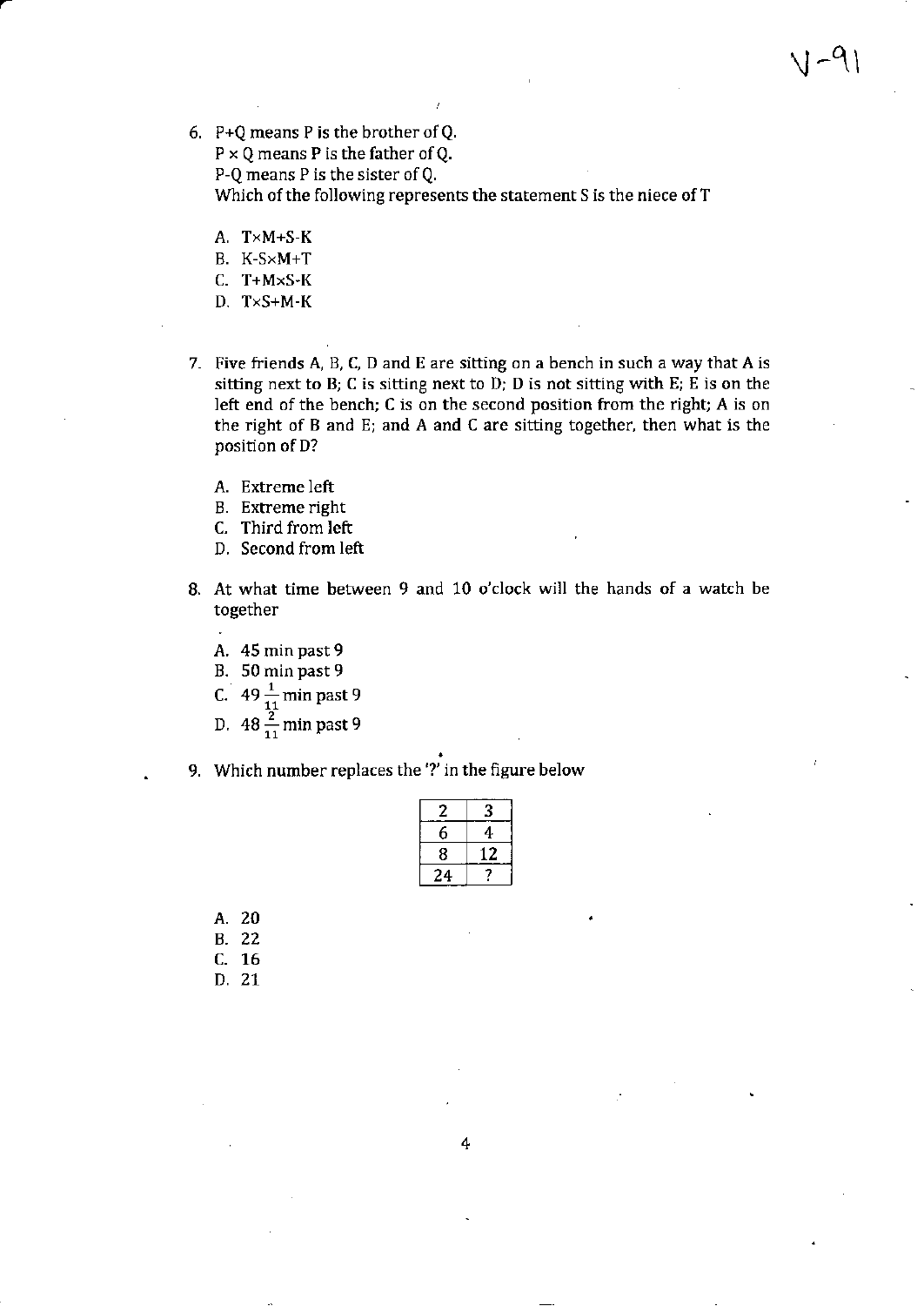6. P+Q means P is the brother of Q.
   P × Q means P is the father of Q.
   P-Q means P is the sister of Q.
   Which of the following represents the statement S is the niece of T

   A. T×M+S-K
   B. K-S×M+T
   C. T+M×S-K
   D. T×S+M-K

7. Five friends A, B, C, D and E are sitting on a bench in such a way that A is sitting next to B; C is sitting next to D; D is not sitting with E; E is on the left end of the bench; C is on the second position from the right; A is on the right of B and E; and A and C are sitting together, then what is the position of D?

   A. Extreme left
   B. Extreme right
   C. Third from left
   D. Second from left

8. At what time between 9 and 10 o'clock will the hands of a watch be together

   A. 45 min past 9
   B. 50 min past 9
   C. $49\frac{1}{11}$ min past 9
   D. $48\frac{2}{11}$ min past 9

9. Which number replaces the '?' in the figure below

| 2 | 3 |
|---|---|
| 6 | 4 |
| 8 | 12 |
| 24 | ? |

   A. 20
   B. 22
   C. 16
   D. 21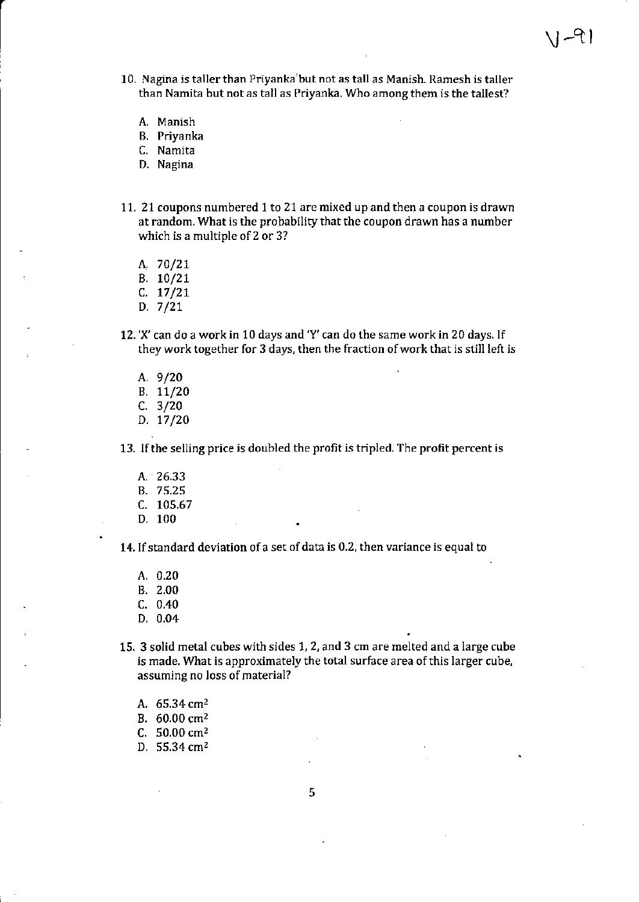V-91

10. Nagina is taller than Priyanka but not as tall as Manish. Ramesh is taller than Namita but not as tall as Priyanka. Who among them is the tallest?

    A. Manish
    B. Priyanka
    C. Namita
    D. Nagina

11. 21 coupons numbered 1 to 21 are mixed up and then a coupon is drawn at random. What is the probability that the coupon drawn has a number which is a multiple of 2 or 3?

    A. 70/21
    B. 10/21
    C. 17/21
    D. 7/21

12. 'X' can do a work in 10 days and 'Y' can do the same work in 20 days. If they work together for 3 days, then the fraction of work that is still left is

    A. 9/20
    B. 11/20
    C. 3/20
    D. 17/20

13. If the selling price is doubled the profit is tripled. The profit percent is

    A. 26.33
    B. 75.25
    C. 105.67
    D. 100

14. If standard deviation of a set of data is 0.2, then variance is equal to

    A. 0.20
    B. 2.00
    C. 0.40
    D. 0.04

15. 3 solid metal cubes with sides 1, 2, and 3 cm are melted and a large cube is made. What is approximately the total surface area of this larger cube, assuming no loss of material?

    A. 65.34 $cm^2$
    B. 60.00 $cm^2$
    C. 50.00 $cm^2$
    D. 55.34 $cm^2$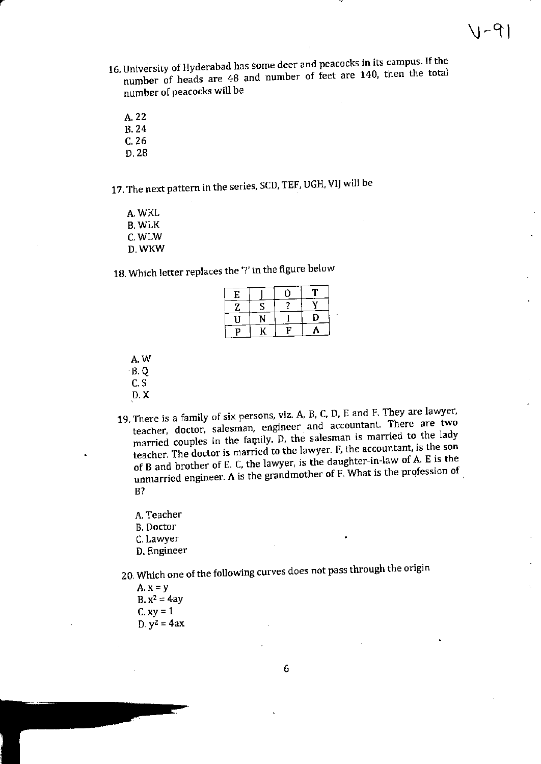16. University of Hyderabad has some deer and peacocks in its campus. If the number of heads are 48 and number of feet are 140, then the total number of peacocks will be

A. 22
B. 24
C. 26
D. 28

17. The next pattern in the series, SCD, TEF, UGH, VIJ will be

A. WKL
B. WLK
C. WLW
D. WKW

18. Which letter replaces the '?' in the figure below

| E | J | O | T |
|---|---|---|---|
| Z | S | ? | Y |
| U | N | I | D |
| P | K | F | A |

A. W
B. Q
C. S
D. X

19. There is a family of six persons, viz. A, B, C, D, E and F. They are lawyer, teacher, doctor, salesman, engineer and accountant. There are two married couples in the family. D, the salesman is married to the lady teacher. The doctor is married to the lawyer. F, the accountant, is the son of B and brother of E. C, the lawyer, is the daughter-in-law of A. E is the unmarried engineer. A is the grandmother of F. What is the profession of B?

A. Teacher
B. Doctor
C. Lawyer
D. Engineer

20. Which one of the following curves does not pass through the origin

A. $x = y$
B. $x^2 = 4ay$
C. $xy = 1$
D. $y^2 = 4ax$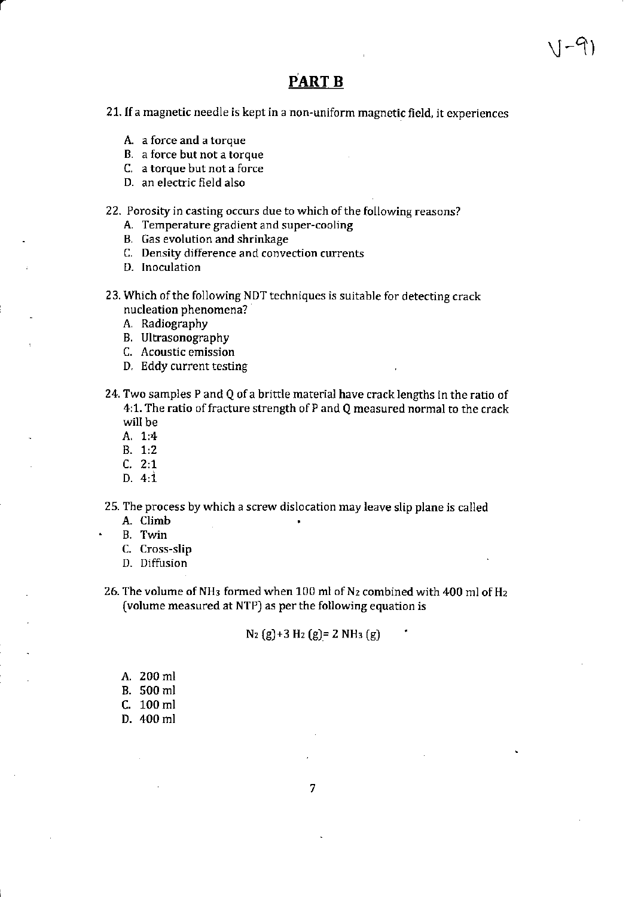V-91

## PART B

21. If a magnetic needle is kept in a non-uniform magnetic field, it experiences

   A. a force and a torque
   B. a force but not a torque
   C. a torque but not a force
   D. an electric field also

22. Porosity in casting occurs due to which of the following reasons?

   A. Temperature gradient and super-cooling
   B. Gas evolution and shrinkage
   C. Density difference and convection currents
   D. Inoculation

23. Which of the following NDT techniques is suitable for detecting crack nucleation phenomena?

   A. Radiography
   B. Ultrasonography
   C. Acoustic emission
   D. Eddy current testing

24. Two samples P and Q of a brittle material have crack lengths in the ratio of 4:1. The ratio of fracture strength of P and Q measured normal to the crack will be

   A. 1:4
   B. 1:2
   C. 2:1
   D. 4:1

25. The process by which a screw dislocation may leave slip plane is called

   A. Climb
   B. Twin
   C. Cross-slip
   D. Diffusion

26. The volume of $NH_3$ formed when 100 ml of $N_2$ combined with 400 ml of $H_2$ (volume measured at NTP) as per the following equation is

$$N_2\,(g) + 3\,H_2\,(g) = 2\,NH_3\,(g)$$

   A. 200 ml
   B. 500 ml
   C. 100 ml
   D. 400 ml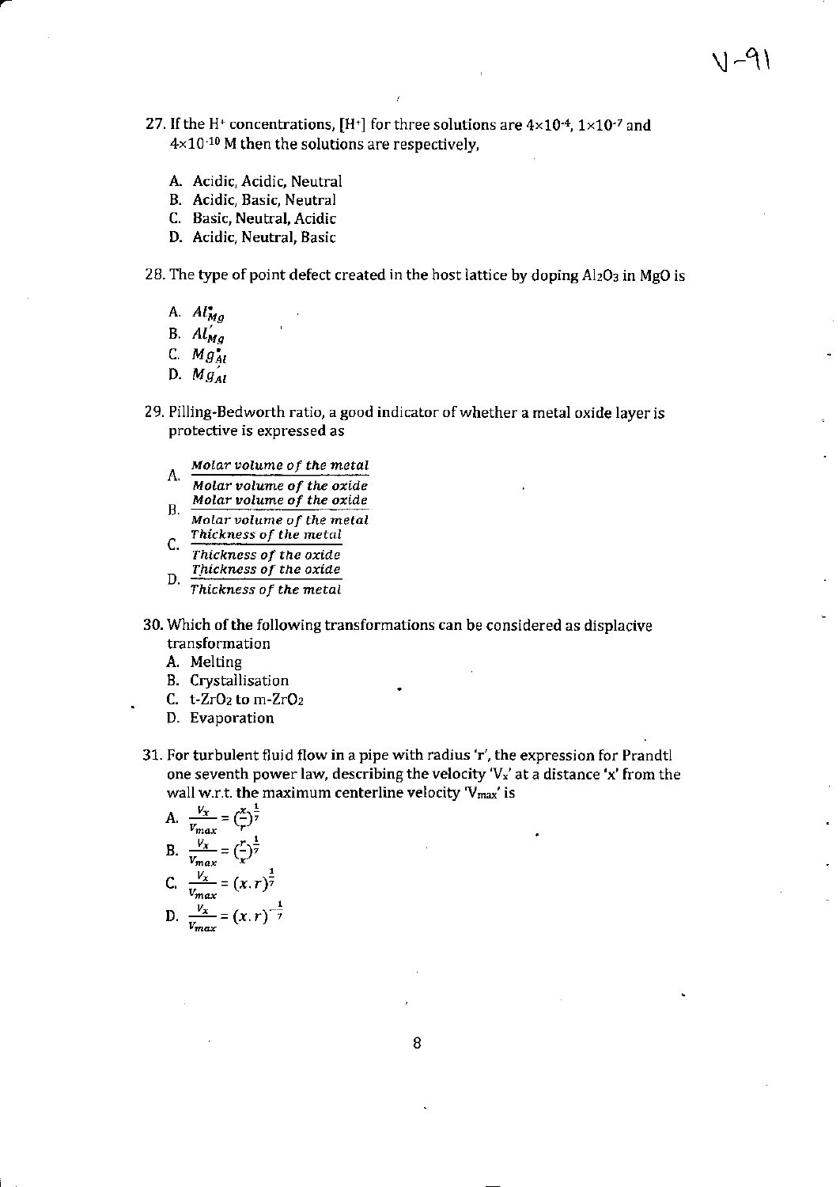27. If the $H^+$ concentrations, $[H^+]$ for three solutions are $4\times10^{-4}$, $1\times10^{-7}$ and $4\times10^{-10}$ M then the solutions are respectively,

   A. Acidic, Acidic, Neutral
   B. Acidic, Basic, Neutral
   C. Basic, Neutral, Acidic
   D. Acidic, Neutral, Basic

28. The type of point defect created in the host lattice by doping $Al_2O_3$ in MgO is

   A. $Al^{\bullet}_{Mg}$
   B. $Al'_{Mg}$
   C. $Mg^{\bullet}_{Al}$
   D. $Mg'_{Al}$

29. Pilling-Bedworth ratio, a good indicator of whether a metal oxide layer is protective is expressed as

   A. $\frac{Molar\ volume\ of\ the\ metal}{Molar\ volume\ of\ the\ oxide}$
   B. $\frac{Molar\ volume\ of\ the\ oxide}{Molar\ volume\ of\ the\ metal}$
   C. $\frac{Thickness\ of\ the\ metal}{Thickness\ of\ the\ oxide}$
   D. $\frac{Thickness\ of\ the\ oxide}{Thickness\ of\ the\ metal}$

30. Which of the following transformations can be considered as displacive transformation
   A. Melting
   B. Crystallisation
   C. t-$ZrO_2$ to m-$ZrO_2$
   D. Evaporation

31. For turbulent fluid flow in a pipe with radius 'r', the expression for Prandtl one seventh power law, describing the velocity '$V_x$' at a distance 'x' from the wall w.r.t. the maximum centerline velocity '$V_{max}$' is

   A. $\frac{V_x}{V_{max}} = (\frac{x}{r})^{\frac{1}{7}}$
   B. $\frac{V_x}{V_{max}} = (\frac{r}{x})^{\frac{1}{7}}$
   C. $\frac{V_x}{V_{max}} = (x.r)^{\frac{1}{7}}$
   D. $\frac{V_x}{V_{max}} = (x.r)^{-\frac{1}{7}}$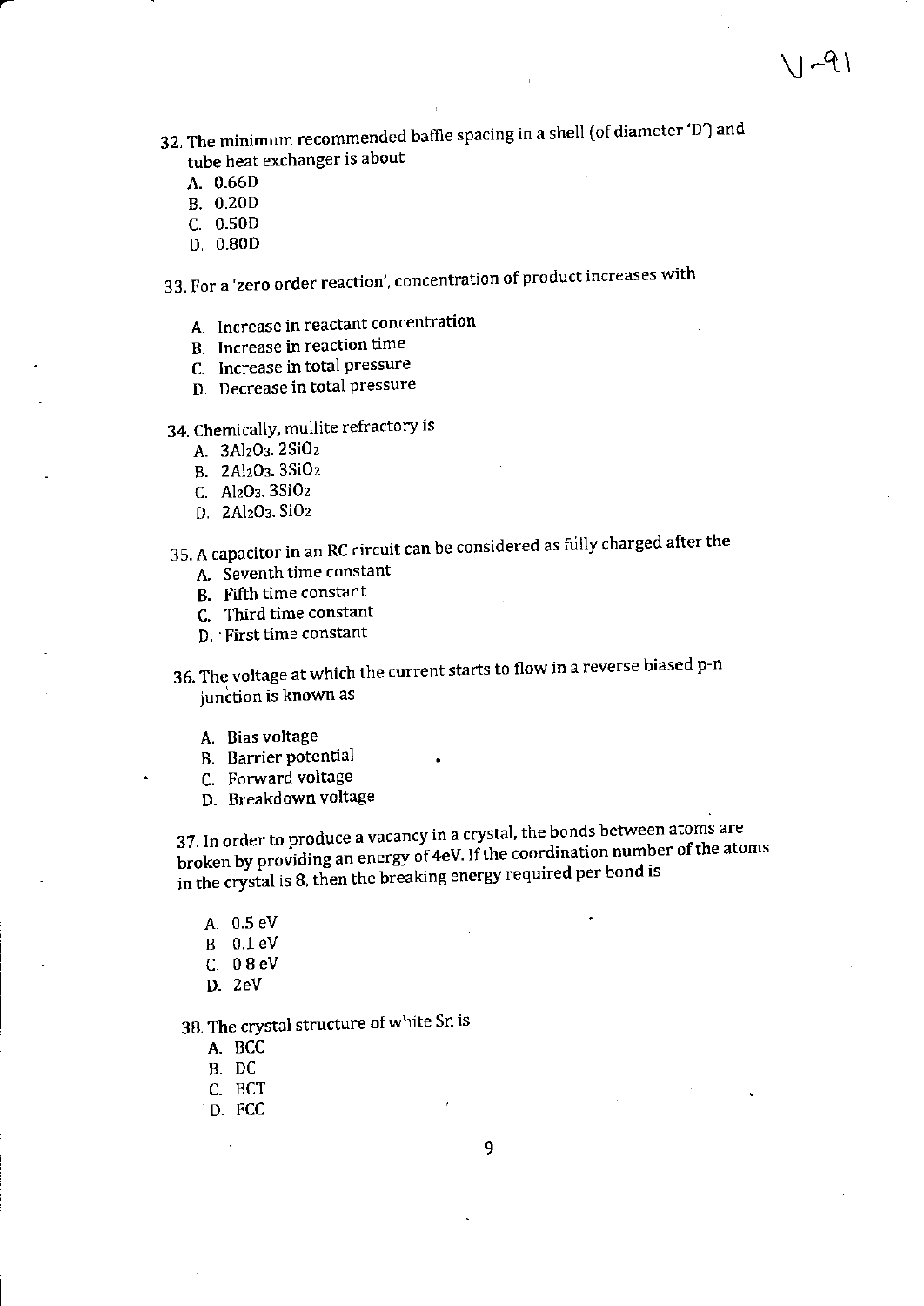32. The minimum recommended baffle spacing in a shell (of diameter 'D') and tube heat exchanger is about
    - A. 0.66D
    - B. 0.20D
    - C. 0.50D
    - D. 0.80D

33. For a 'zero order reaction', concentration of product increases with
    - A. Increase in reactant concentration
    - B. Increase in reaction time
    - C. Increase in total pressure
    - D. Decrease in total pressure

34. Chemically, mullite refractory is
    - A. $3Al_2O_3 . 2SiO_2$
    - B. $2Al_2O_3 . 3SiO_2$
    - C. $Al_2O_3 . 3SiO_2$
    - D. $2Al_2O_3 . SiO_2$

35. A capacitor in an RC circuit can be considered as fully charged after the
    - A. Seventh time constant
    - B. Fifth time constant
    - C. Third time constant
    - D. First time constant

36. The voltage at which the current starts to flow in a reverse biased p-n junction is known as
    - A. Bias voltage
    - B. Barrier potential
    - C. Forward voltage
    - D. Breakdown voltage

37. In order to produce a vacancy in a crystal, the bonds between atoms are broken by providing an energy of 4eV. If the coordination number of the atoms in the crystal is 8, then the breaking energy required per bond is
    - A. 0.5 eV
    - B. 0.1 eV
    - C. 0.8 eV
    - D. 2eV

38. The crystal structure of white Sn is
    - A. BCC
    - B. DC
    - C. BCT
    - D. FCC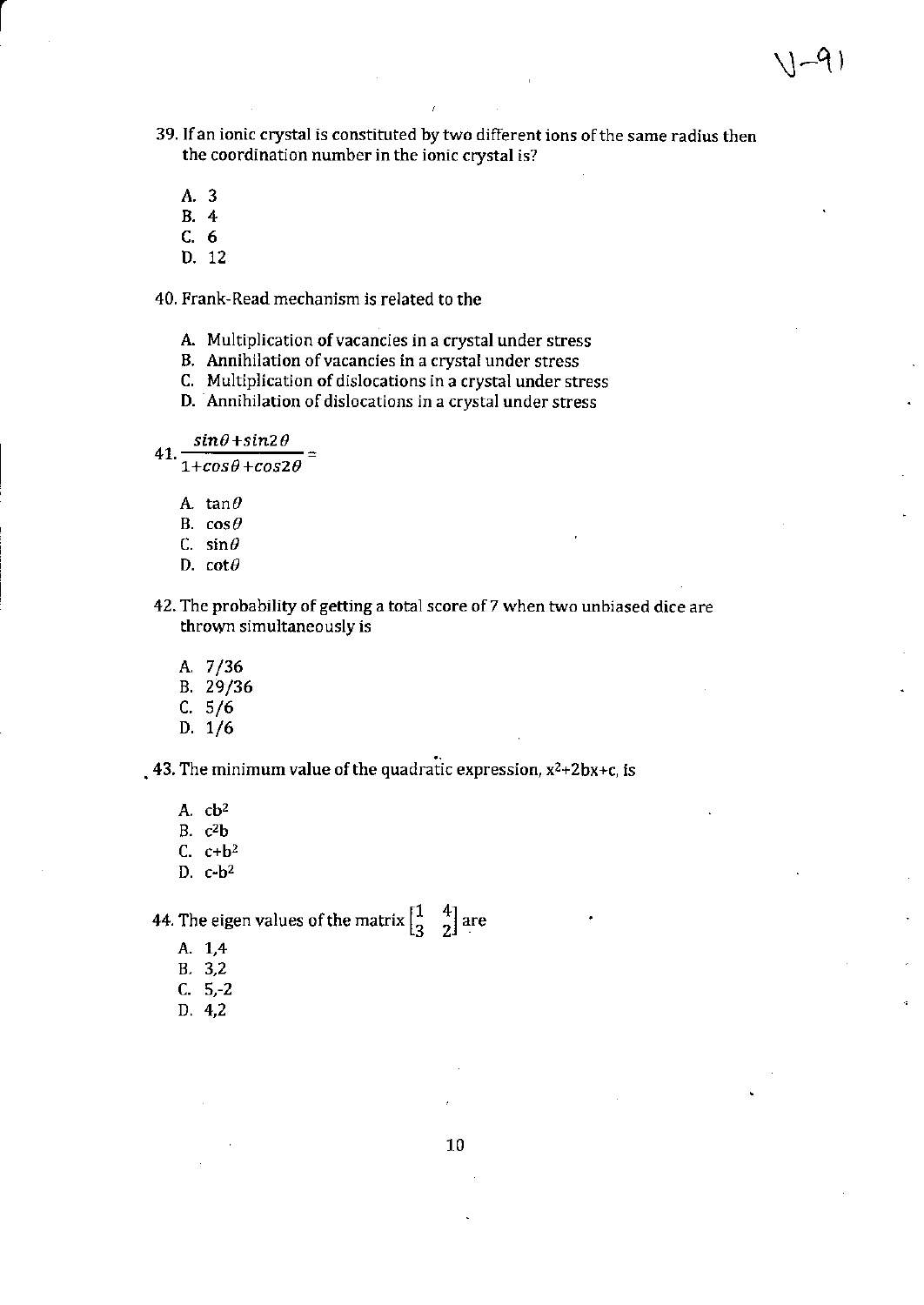39. If an ionic crystal is constituted by two different ions of the same radius then the coordination number in the ionic crystal is?

    A. 3
    B. 4
    C. 6
    D. 12

40. Frank-Read mechanism is related to the

    A. Multiplication of vacancies in a crystal under stress
    B. Annihilation of vacancies in a crystal under stress
    C. Multiplication of dislocations in a crystal under stress
    D. Annihilation of dislocations in a crystal under stress

41. $\frac{\sin\theta + \sin 2\theta}{1 + \cos\theta + \cos 2\theta} =$

    A. $\tan\theta$
    B. $\cos\theta$
    C. $\sin\theta$
    D. $\cot\theta$

42. The probability of getting a total score of 7 when two unbiased dice are thrown simultaneously is

    A. 7/36
    B. 29/36
    C. 5/6
    D. 1/6

43. The minimum value of the quadratic expression, $x^2+2bx+c$, is

    A. $cb^2$
    B. $c^2b$
    C. $c+b^2$
    D. $c-b^2$

44. The eigen values of the matrix $\begin{bmatrix} 1 & 4 \\ 3 & 2 \end{bmatrix}$ are

    A. 1,4
    B. 3,2
    C. 5,-2
    D. 4,2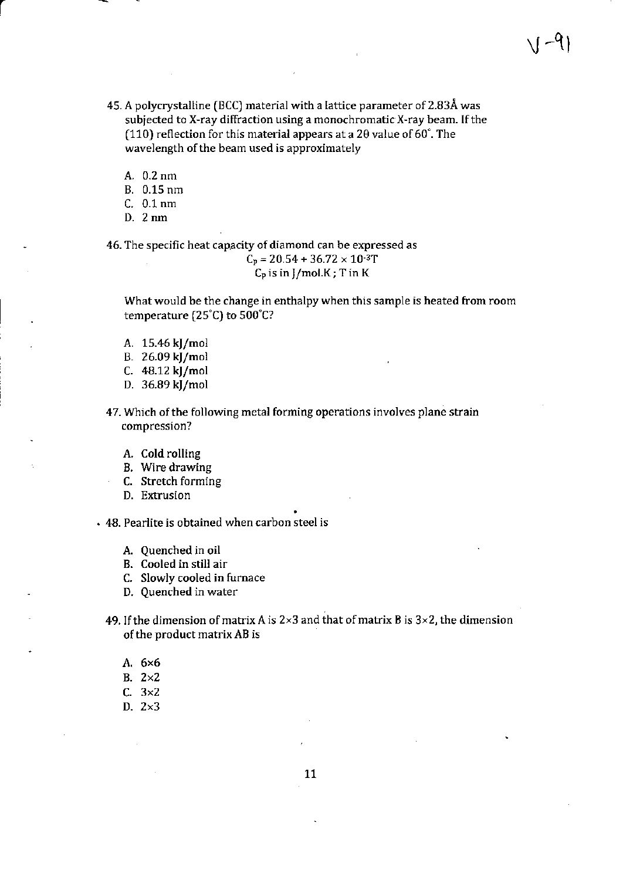V-91

45. A polycrystalline (BCC) material with a lattice parameter of 2.83Å was subjected to X-ray diffraction using a monochromatic X-ray beam. If the (110) reflection for this material appears at a $2\theta$ value of 60°. The wavelength of the beam used is approximately

    A. 0.2 nm
    B. 0.15 nm
    C. 0.1 nm
    D. 2 nm

46. The specific heat capacity of diamond can be expressed as

$$C_p = 20.54 + 36.72 \times 10^{-3}T$$

$$C_p \text{ is in J/mol.K ; T in K}$$

What would be the change in enthalpy when this sample is heated from room temperature (25°C) to 500°C?

    A. 15.46 kJ/mol
    B. 26.09 kJ/mol
    C. 48.12 kJ/mol
    D. 36.89 kJ/mol

47. Which of the following metal forming operations involves plane strain compression?

    A. Cold rolling
    B. Wire drawing
    C. Stretch forming
    D. Extrusion

48. Pearlite is obtained when carbon steel is

    A. Quenched in oil
    B. Cooled in still air
    C. Slowly cooled in furnace
    D. Quenched in water

49. If the dimension of matrix A is 2×3 and that of matrix B is 3×2, the dimension of the product matrix AB is

    A. 6×6
    B. 2×2
    C. 3×2
    D. 2×3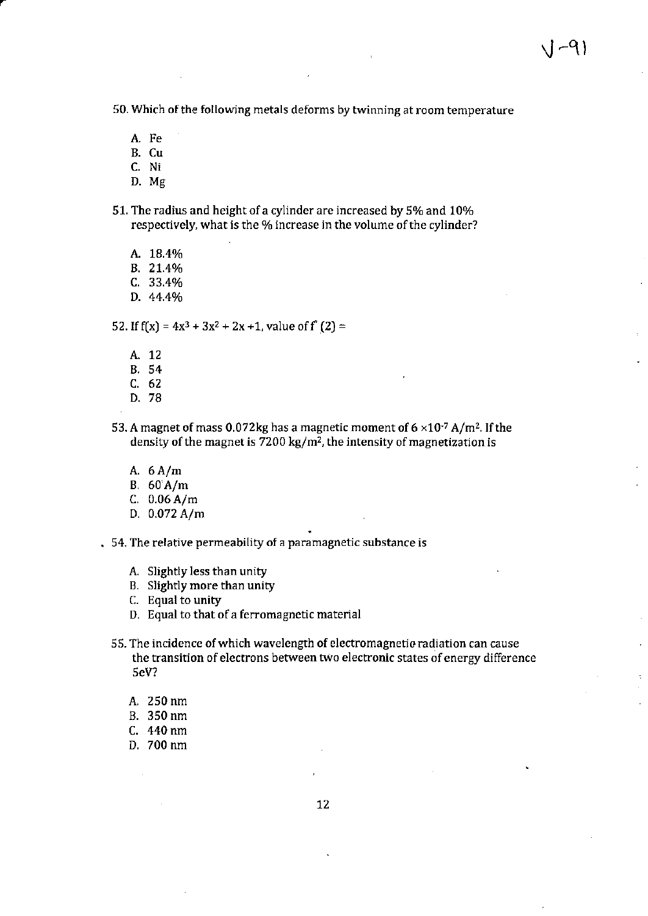V-91

50. Which of the following metals deforms by twinning at room temperature

A. Fe
B. Cu
C. Ni
D. Mg

51. The radius and height of a cylinder are increased by 5% and 10% respectively, what is the % increase in the volume of the cylinder?

A. 18.4%
B. 21.4%
C. 33.4%
D. 44.4%

52. If $f(x) = 4x^3 + 3x^2 + 2x + 1$, value of $f''(2)$ =

A. 12
B. 54
C. 62
D. 78

53. A magnet of mass 0.072kg has a magnetic moment of $6 \times 10^{-7}$ $A/m^2$. If the density of the magnet is 7200 $kg/m^2$, the intensity of magnetization is

A. 6 A/m
B. 60 A/m
C. 0.06 A/m
D. 0.072 A/m

54. The relative permeability of a paramagnetic substance is

A. Slightly less than unity
B. Slightly more than unity
C. Equal to unity
D. Equal to that of a ferromagnetic material

55. The incidence of which wavelength of electromagnetic radiation can cause the transition of electrons between two electronic states of energy difference 5eV?

A. 250 nm
B. 350 nm
C. 440 nm
D. 700 nm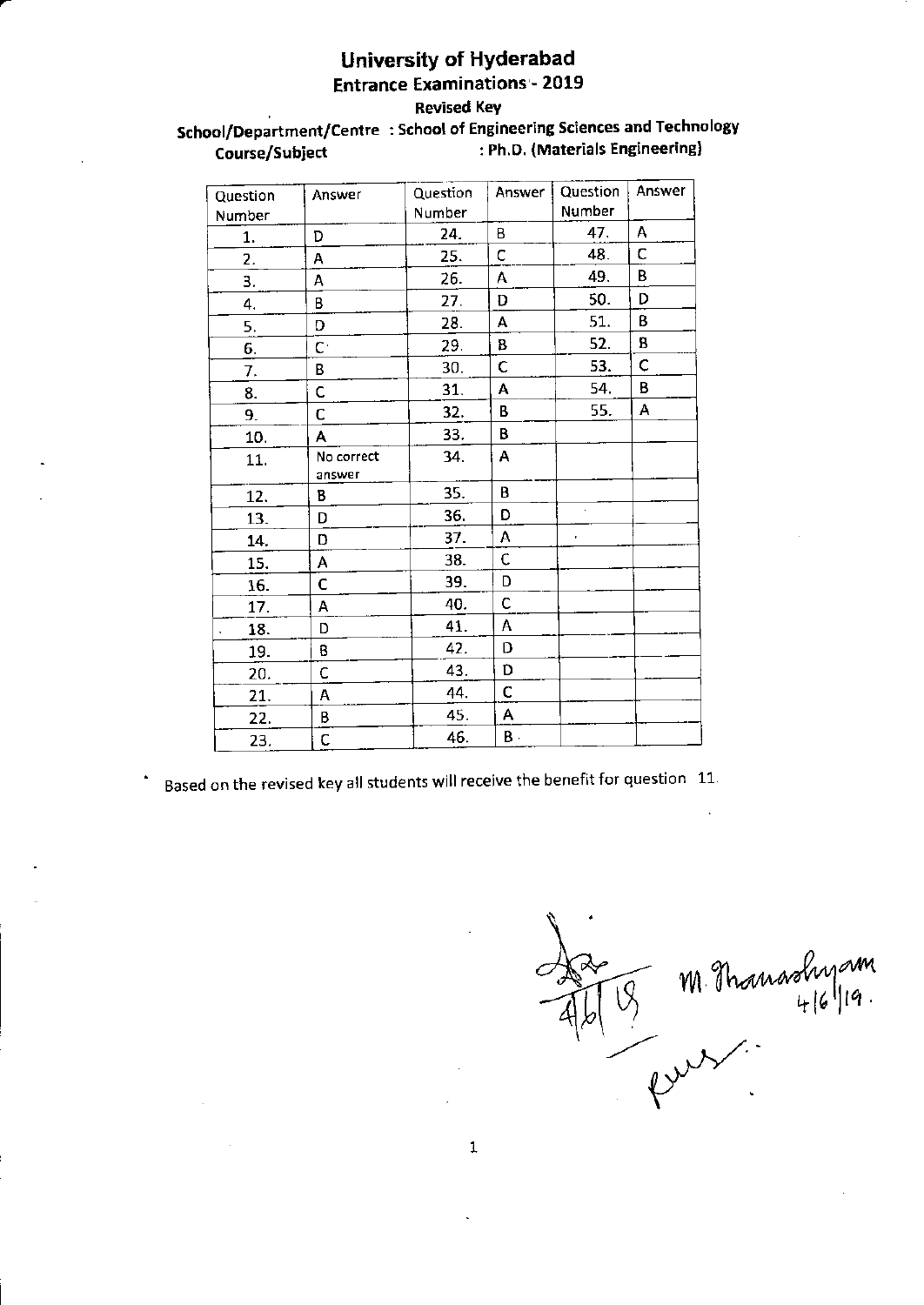# University of Hyderabad

## Entrance Examinations - 2019

### Revised Key

**School/Department/Centre : School of Engineering Sciences and Technology**

**Course/Subject : Ph.D. (Materials Engineering)**

| Question Number | Answer | Question Number | Answer | Question Number | Answer |
|---|---|---|---|---|---|
| 1. | D | 24. | B | 47. | A |
| 2. | A | 25. | C | 48. | C |
| 3. | A | 26. | A | 49. | B |
| 4. | B | 27. | D | 50. | D |
| 5. | D | 28. | A | 51. | B |
| 6. | C | 29. | B | 52. | B |
| 7. | B | 30. | C | 53. | C |
| 8. | C | 31. | A | 54. | B |
| 9. | C | 32. | B | 55. | A |
| 10. | A | 33. | B | | |
| 11. | No correct answer | 34. | A | | |
| 12. | B | 35. | B | | |
| 13. | D | 36. | D | | |
| 14. | D | 37. | A | | |
| 15. | A | 38. | C | | |
| 16. | C | 39. | D | | |
| 17. | A | 40. | C | | |
| 18. | D | 41. | A | | |
| 19. | B | 42. | D | | |
| 20. | C | 43. | D | | |
| 21. | A | 44. | C | | |
| 22. | B | 45. | A | | |
| 23. | C | 46. | B | | |

- Based on the revised key all students will receive the benefit for question 11.

4/6/19 M. Ghanashyam 4/6/19.